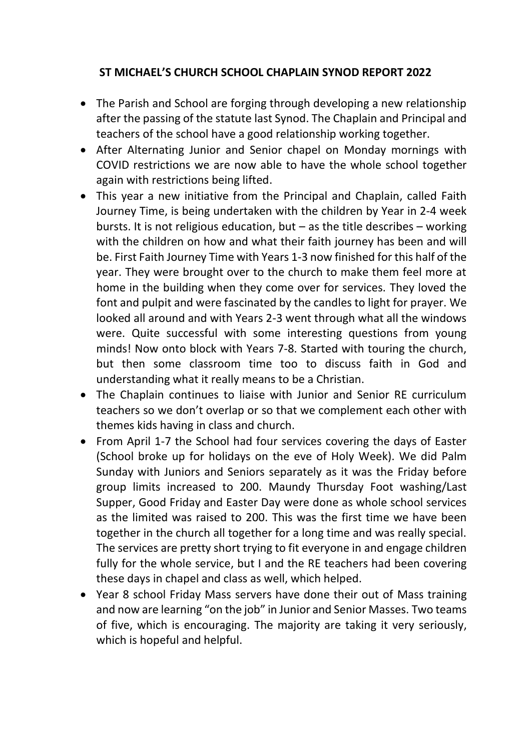# ST MICHAEL'S CHURCH SCHOOL CHAPLAIN SYNOD REPORT 2022

- The Parish and School are forging through developing a new relationship after the passing of the statute last Synod. The Chaplain and Principal and teachers of the school have a good relationship working together.
- After Alternating Junior and Senior chapel on Monday mornings with COVID restrictions we are now able to have the whole school together again with restrictions being lifted.
- This year a new initiative from the Principal and Chaplain, called Faith Journey Time, is being undertaken with the children by Year in 2-4 week bursts. It is not religious education, but – as the title describes – working with the children on how and what their faith journey has been and will be. First Faith Journey Time with Years 1-3 now finished for this half of the year. They were brought over to the church to make them feel more at home in the building when they come over for services. They loved the font and pulpit and were fascinated by the candles to light for prayer. We looked all around and with Years 2-3 went through what all the windows were. Quite successful with some interesting questions from young minds! Now onto block with Years 7-8. Started with touring the church, but then some classroom time too to discuss faith in God and understanding what it really means to be a Christian.
- The Chaplain continues to liaise with Junior and Senior RE curriculum teachers so we don't overlap or so that we complement each other with themes kids having in class and church.
- From April 1-7 the School had four services covering the days of Easter (School broke up for holidays on the eve of Holy Week). We did Palm Sunday with Juniors and Seniors separately as it was the Friday before group limits increased to 200. Maundy Thursday Foot washing/Last Supper, Good Friday and Easter Day were done as whole school services as the limited was raised to 200. This was the first time we have been together in the church all together for a long time and was really special. The services are pretty short trying to fit everyone in and engage children fully for the whole service, but I and the RE teachers had been covering these days in chapel and class as well, which helped.
- Year 8 school Friday Mass servers have done their out of Mass training and now are learning "on the job" in Junior and Senior Masses. Two teams of five, which is encouraging. The majority are taking it very seriously, which is hopeful and helpful.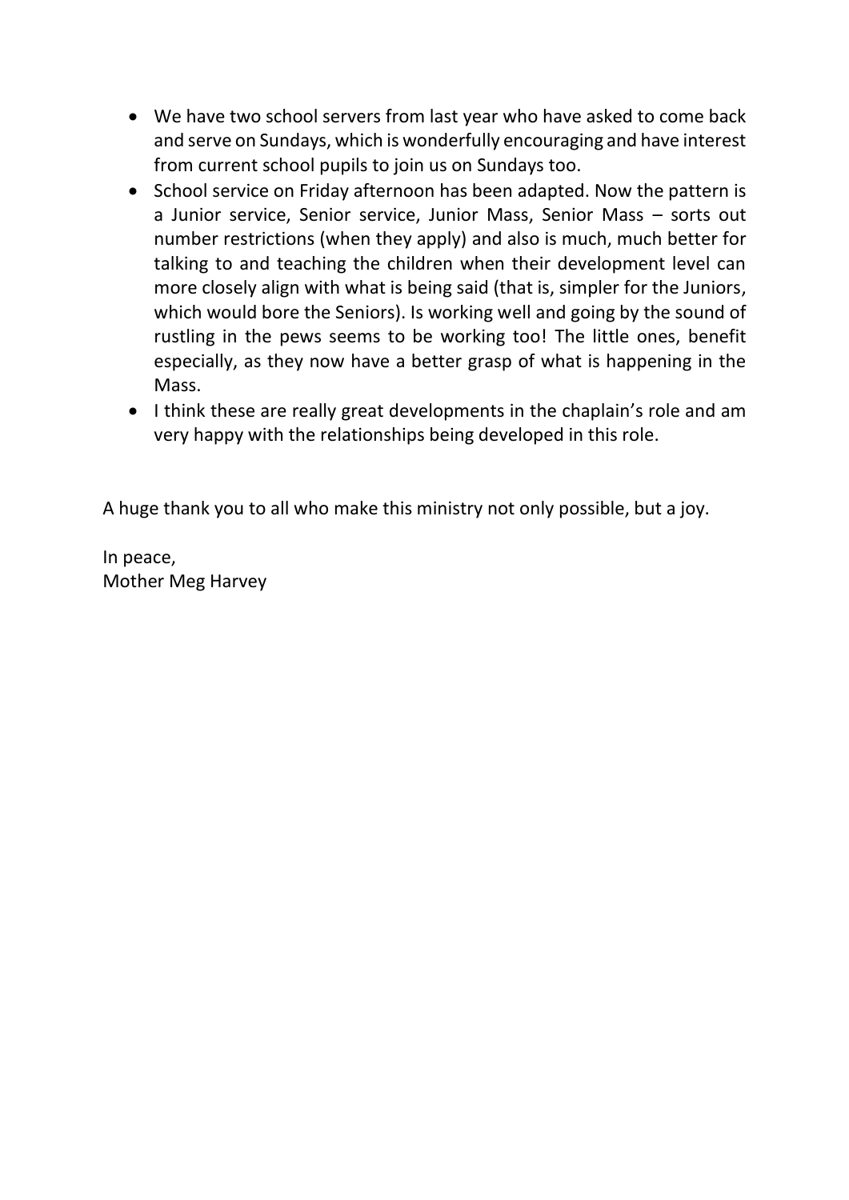- We have two school servers from last year who have asked to come back and serve on Sundays, which is wonderfully encouraging and have interest from current school pupils to join us on Sundays too.
- School service on Friday afternoon has been adapted. Now the pattern is a Junior service, Senior service, Junior Mass, Senior Mass – sorts out number restrictions (when they apply) and also is much, much better for talking to and teaching the children when their development level can more closely align with what is being said (that is, simpler for the Juniors, which would bore the Seniors). Is working well and going by the sound of rustling in the pews seems to be working too! The little ones, benefit especially, as they now have a better grasp of what is happening in the Mass.
- I think these are really great developments in the chaplain's role and am very happy with the relationships being developed in this role.

A huge thank you to all who make this ministry not only possible, but a joy.

In peace,
Mother Meg Harvey